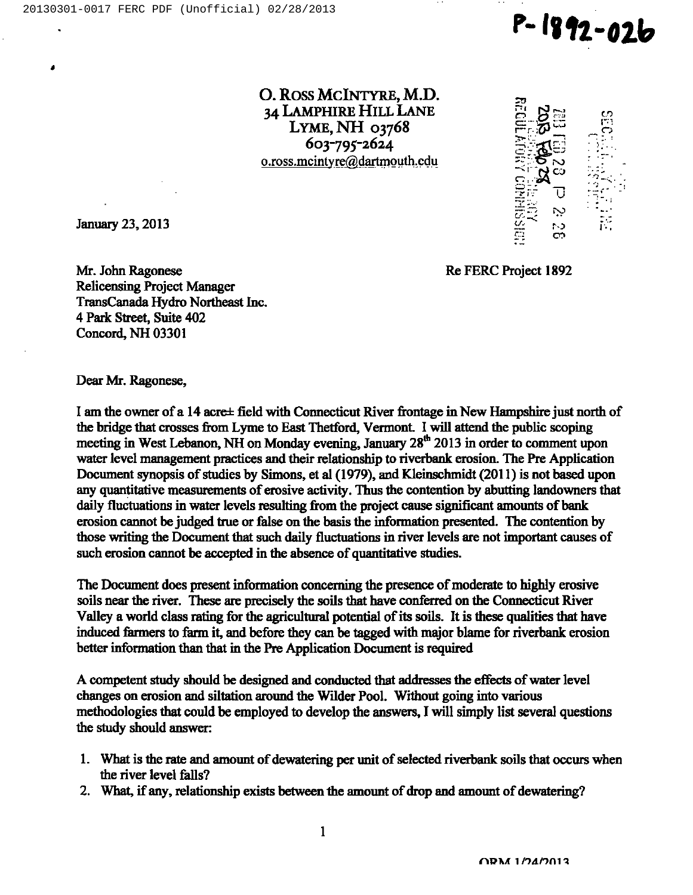P-1892-026

O. ROSS MCINTYRE, M.D.
34 LAMPHIRE HILL LANE
LYME, NH 03768
603-795-2624
o.ross.mcintyre@dartmouth.edu

January 23, 2013

Mr. John Ragonese
Relicensing Project Manager
TransCanada Hydro Northeast Inc.
4 Park Street, Suite 402
Concord, NH 03301

Re FERC Project 1892

Dear Mr. Ragonese,

I am the owner of a 14 acre± field with Connecticut River frontage in New Hampshire just north of the bridge that crosses from Lyme to East Thetford, Vermont. I will attend the public scoping meeting in West Lebanon, NH on Monday evening, January 28th 2013 in order to comment upon water level management practices and their relationship to riverbank erosion. The Pre Application Document synopsis of studies by Simons, et al (1979), and Kleinschmidt (2011) is not based upon any quantitative measurements of erosive activity. Thus the contention by abutting landowners that daily fluctuations in water levels resulting from the project cause significant amounts of bank erosion cannot be judged true or false on the basis the information presented. The contention by those writing the Document that such daily fluctuations in river levels are not important causes of such erosion cannot be accepted in the absence of quantitative studies.

The Document does present information concerning the presence of moderate to highly erosive soils near the river. These are precisely the soils that have conferred on the Connecticut River Valley a world class rating for the agricultural potential of its soils. It is these qualities that have induced farmers to farm it, and before they can be tagged with major blame for riverbank erosion better information than that in the Pre Application Document is required

A competent study should be designed and conducted that addresses the effects of water level changes on erosion and siltation around the Wilder Pool. Without going into various methodologies that could be employed to develop the answers, I will simply list several questions the study should answer:

1. What is the rate and amount of dewatering per unit of selected riverbank soils that occurs when the river level falls?
2. What, if any, relationship exists between the amount of drop and amount of dewatering?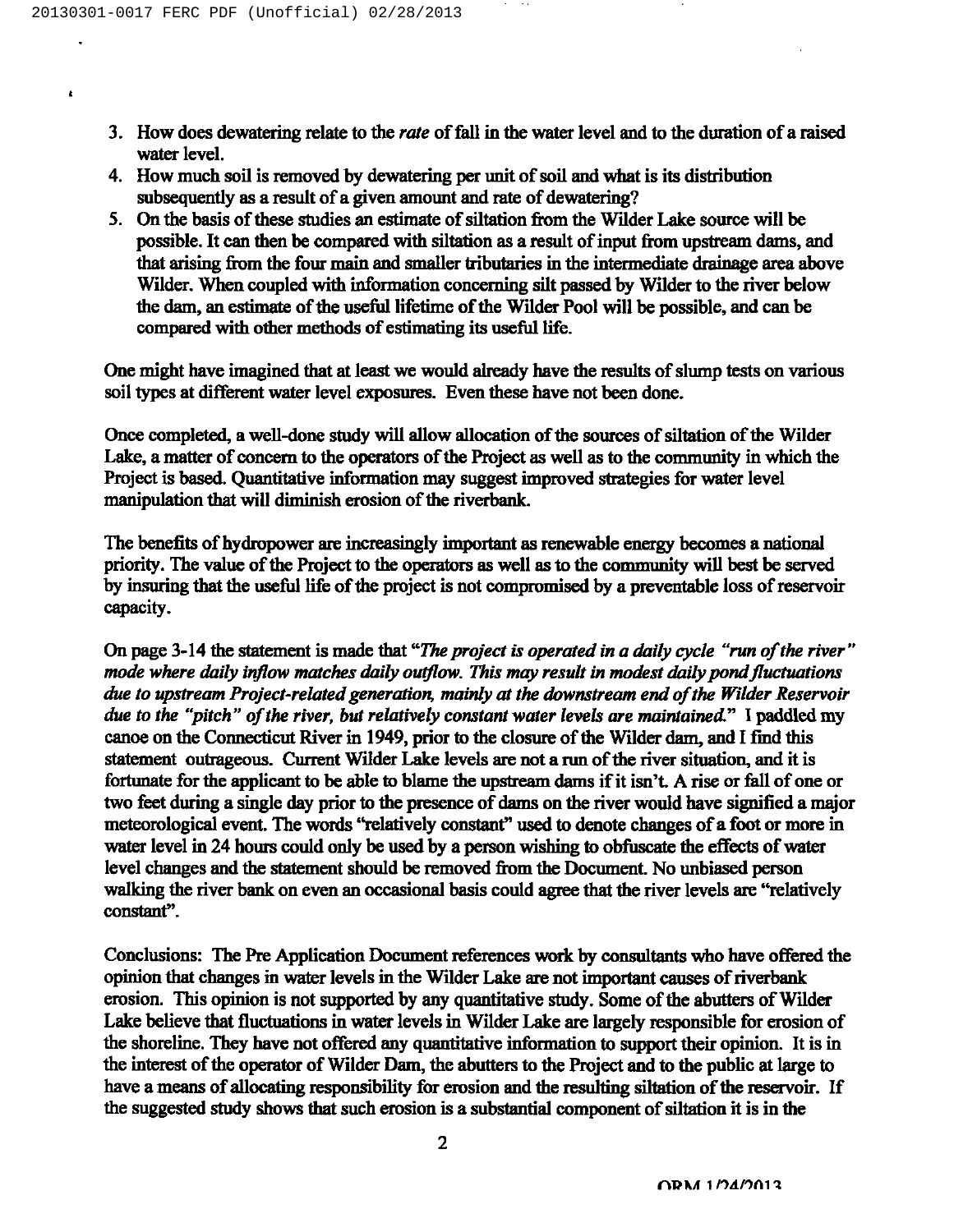3. How does dewatering relate to the *rate* of fall in the water level and to the duration of a raised water level.
4. How much soil is removed by dewatering per unit of soil and what is its distribution subsequently as a result of a given amount and rate of dewatering?
5. On the basis of these studies an estimate of siltation from the Wilder Lake source will be possible. It can then be compared with siltation as a result of input from upstream dams, and that arising from the four main and smaller tributaries in the intermediate drainage area above Wilder. When coupled with information concerning silt passed by Wilder to the river below the dam, an estimate of the useful lifetime of the Wilder Pool will be possible, and can be compared with other methods of estimating its useful life.

One might have imagined that at least we would already have the results of slump tests on various soil types at different water level exposures. Even these have not been done.

Once completed, a well-done study will allow allocation of the sources of siltation of the Wilder Lake, a matter of concern to the operators of the Project as well as to the community in which the Project is based. Quantitative information may suggest improved strategies for water level manipulation that will diminish erosion of the riverbank.

The benefits of hydropower are increasingly important as renewable energy becomes a national priority. The value of the Project to the operators as well as to the community will best be served by insuring that the useful life of the project is not compromised by a preventable loss of reservoir capacity.

On page 3-14 the statement is made that "*The project is operated in a daily cycle "run of the river" mode where daily inflow matches daily outflow. This may result in modest daily pond fluctuations due to upstream Project-related generation, mainly at the downstream end of the Wilder Reservoir due to the "pitch" of the river, but relatively constant water levels are maintained.*" I paddled my canoe on the Connecticut River in 1949, prior to the closure of the Wilder dam, and I find this statement outrageous. Current Wilder Lake levels are not a run of the river situation, and it is fortunate for the applicant to be able to blame the upstream dams if it isn't. A rise or fall of one or two feet during a single day prior to the presence of dams on the river would have signified a major meteorological event. The words "relatively constant" used to denote changes of a foot or more in water level in 24 hours could only be used by a person wishing to obfuscate the effects of water level changes and the statement should be removed from the Document. No unbiased person walking the river bank on even an occasional basis could agree that the river levels are "relatively constant".

Conclusions: The Pre Application Document references work by consultants who have offered the opinion that changes in water levels in the Wilder Lake are not important causes of riverbank erosion. This opinion is not supported by any quantitative study. Some of the abutters of Wilder Lake believe that fluctuations in water levels in Wilder Lake are largely responsible for erosion of the shoreline. They have not offered any quantitative information to support their opinion. It is in the interest of the operator of Wilder Dam, the abutters to the Project and to the public at large to have a means of allocating responsibility for erosion and the resulting siltation of the reservoir. If the suggested study shows that such erosion is a substantial component of siltation it is in the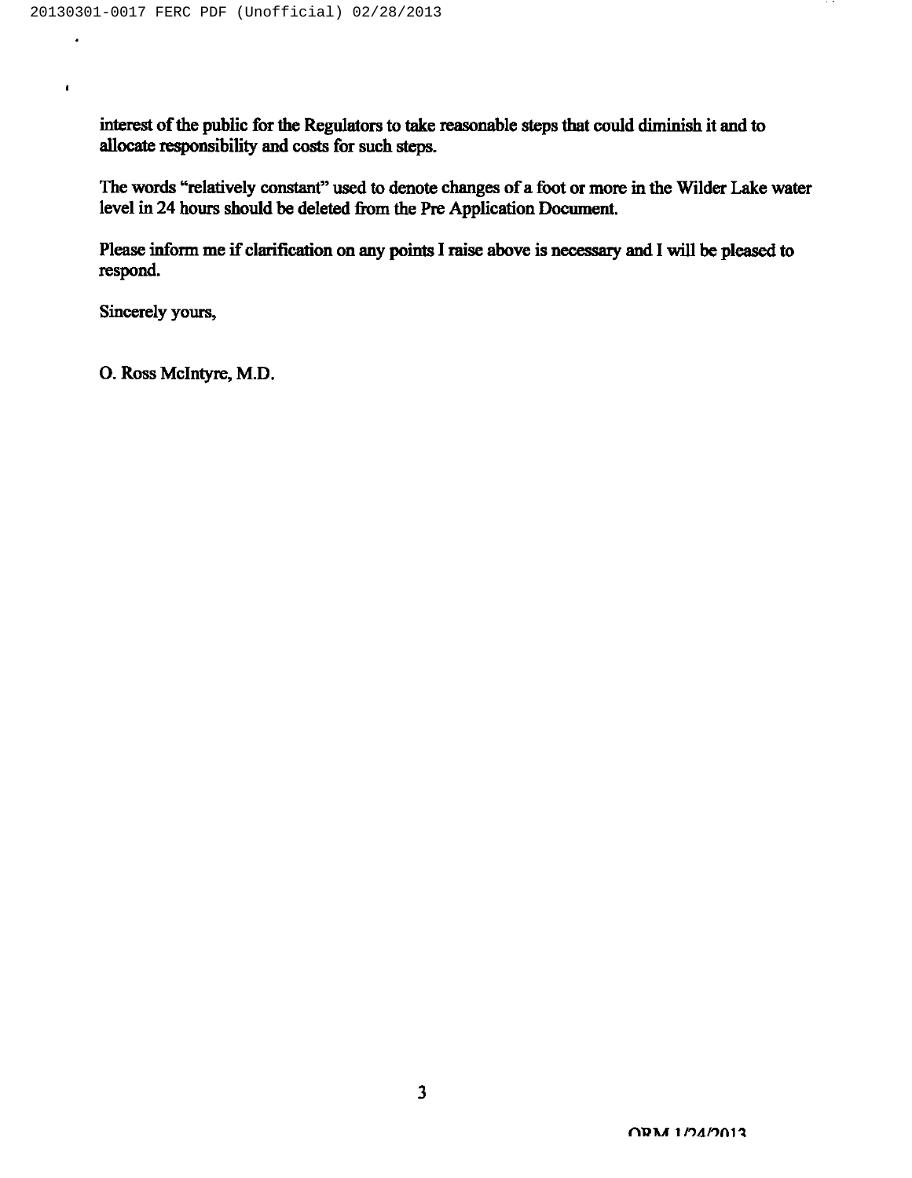interest of the public for the Regulators to take reasonable steps that could diminish it and to allocate responsibility and costs for such steps.

The words "relatively constant" used to denote changes of a foot or more in the Wilder Lake water level in 24 hours should be deleted from the Pre Application Document.

Please inform me if clarification on any points I raise above is necessary and I will be pleased to respond.

Sincerely yours,

O. Ross McIntyre, M.D.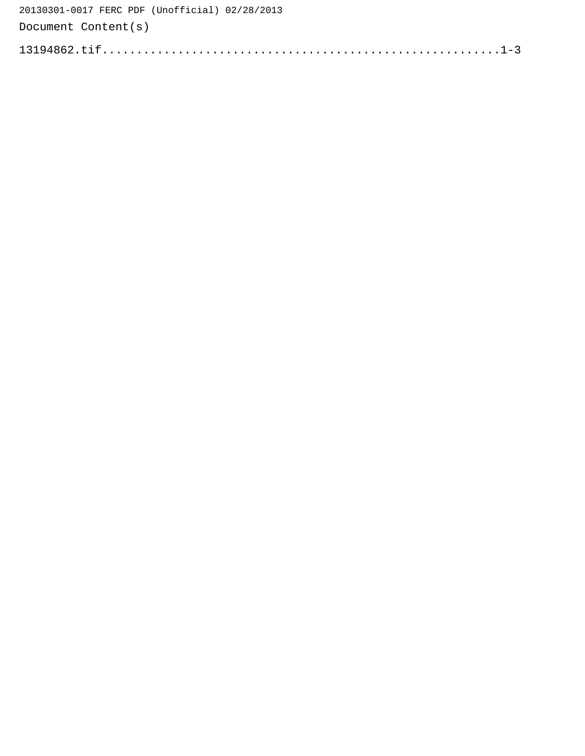Document Content(s)

13194862.tif......................................................1-3